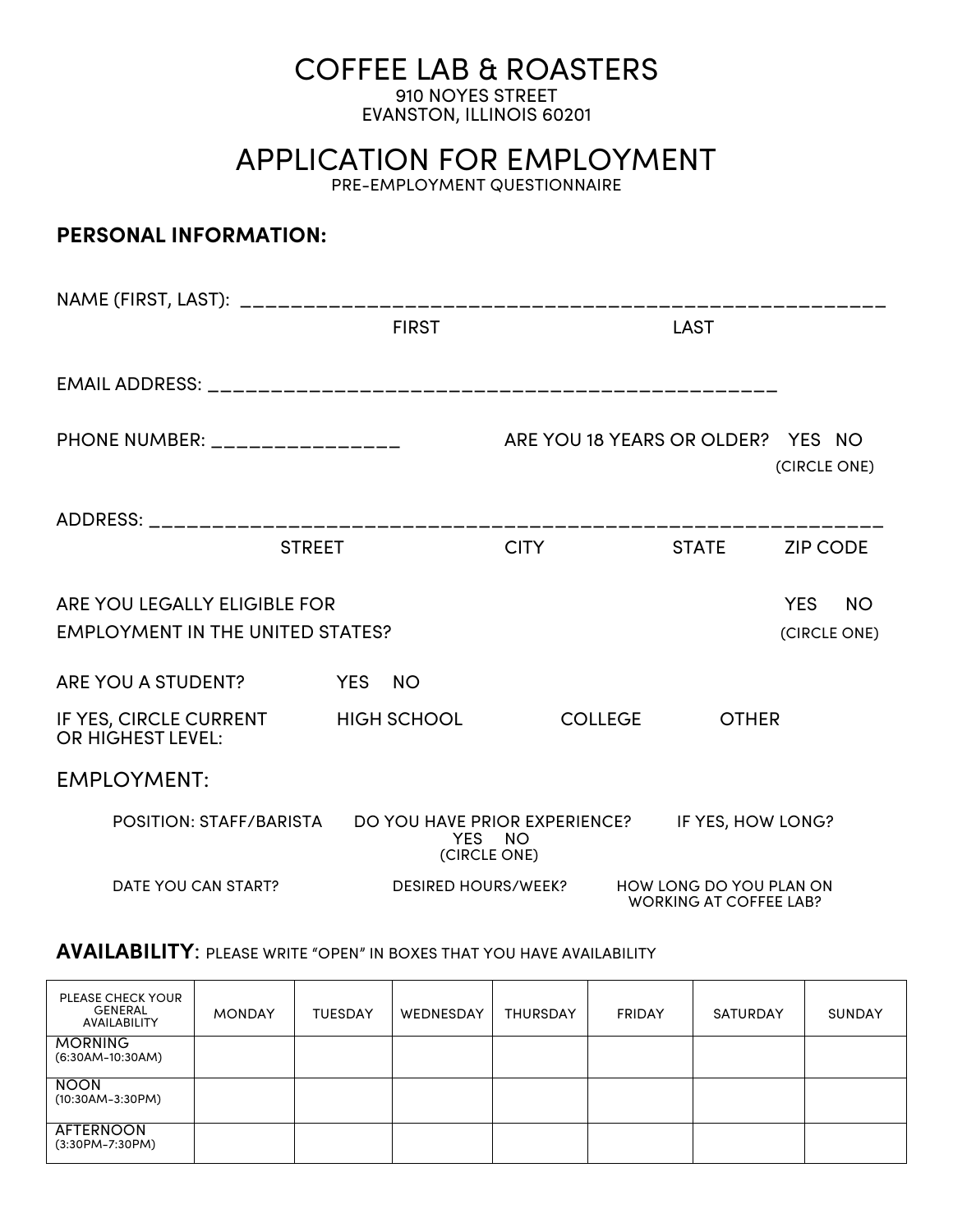# COFFEE LAB & ROASTERS

910 NOYES STREET
EVANSTON, ILLINOIS 60201

# APPLICATION FOR EMPLOYMENT

PRE-EMPLOYMENT QUESTIONNAIRE

**PERSONAL INFORMATION:**

NAME (FIRST, LAST): ______________________________________________________
FIRST LAST

EMAIL ADDRESS: _______________________________________________

PHONE NUMBER: _______________ ARE YOU 18 YEARS OR OLDER? YES NO (CIRCLE ONE)

ADDRESS: ____________________________________________________________
STREET CITY STATE ZIP CODE

ARE YOU LEGALLY ELIGIBLE FOR EMPLOYMENT IN THE UNITED STATES? YES NO (CIRCLE ONE)

ARE YOU A STUDENT? YES NO

IF YES, CIRCLE CURRENT OR HIGHEST LEVEL: HIGH SCHOOL COLLEGE OTHER

## EMPLOYMENT:

POSITION: STAFF/BARISTA DO YOU HAVE PRIOR EXPERIENCE? YES NO (CIRCLE ONE) IF YES, HOW LONG?

DATE YOU CAN START? DESIRED HOURS/WEEK? HOW LONG DO YOU PLAN ON WORKING AT COFFEE LAB?

**AVAILABILITY**: PLEASE WRITE "OPEN" IN BOXES THAT YOU HAVE AVAILABILITY

| PLEASE CHECK YOUR GENERAL AVAILABILITY | MONDAY | TUESDAY | WEDNESDAY | THURSDAY | FRIDAY | SATURDAY | SUNDAY |
|---|---|---|---|---|---|---|---|
| MORNING (6:30AM-10:30AM) | | | | | | | |
| NOON (10:30AM-3:30PM) | | | | | | | |
| AFTERNOON (3:30PM-7:30PM) | | | | | | | |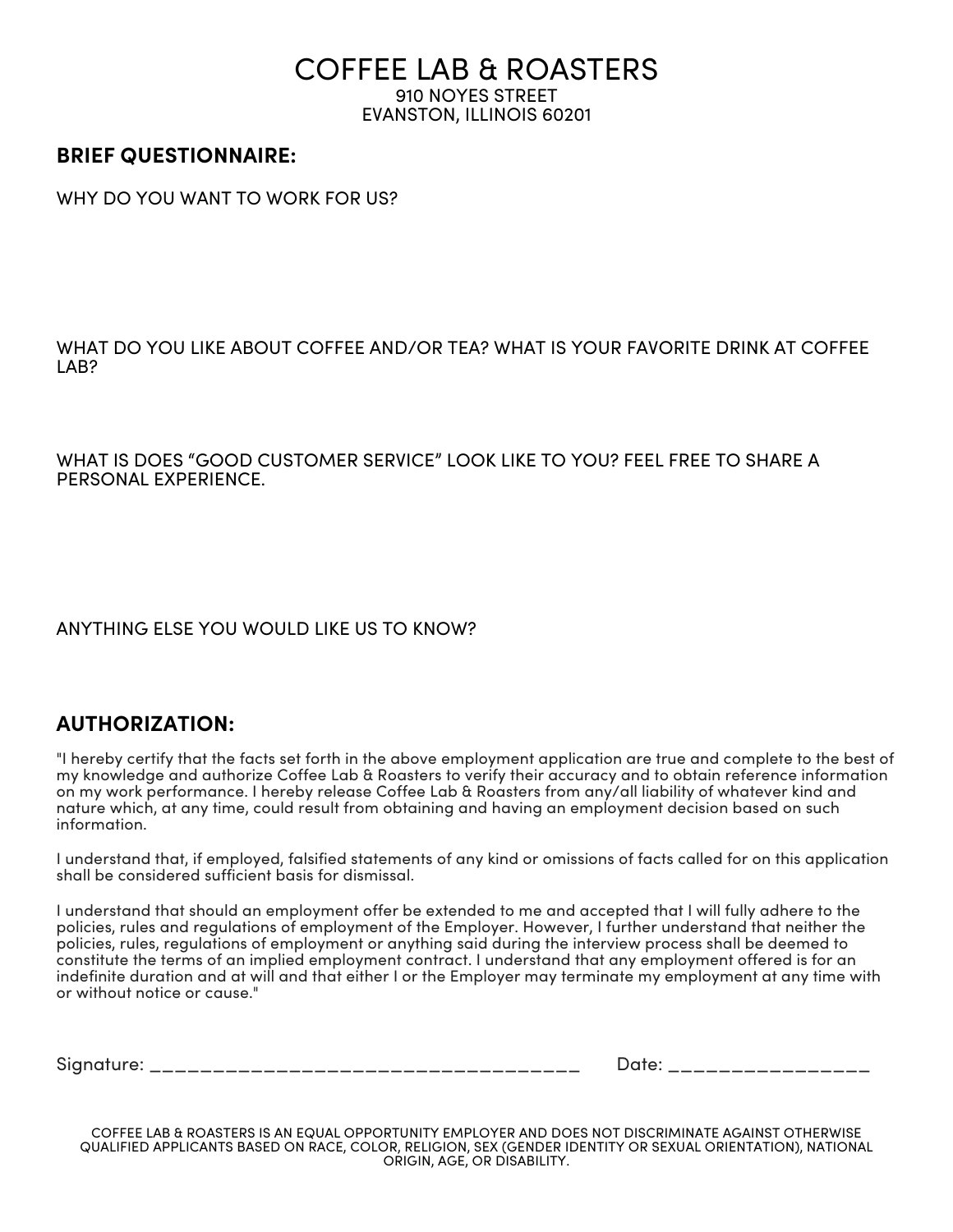# COFFEE LAB & ROASTERS

910 NOYES STREET
EVANSTON, ILLINOIS 60201

## BRIEF QUESTIONNAIRE:

WHY DO YOU WANT TO WORK FOR US?

WHAT DO YOU LIKE ABOUT COFFEE AND/OR TEA? WHAT IS YOUR FAVORITE DRINK AT COFFEE LAB?

WHAT IS DOES "GOOD CUSTOMER SERVICE" LOOK LIKE TO YOU? FEEL FREE TO SHARE A PERSONAL EXPERIENCE.

ANYTHING ELSE YOU WOULD LIKE US TO KNOW?

## AUTHORIZATION:

"I hereby certify that the facts set forth in the above employment application are true and complete to the best of my knowledge and authorize Coffee Lab & Roasters to verify their accuracy and to obtain reference information on my work performance. I hereby release Coffee Lab & Roasters from any/all liability of whatever kind and nature which, at any time, could result from obtaining and having an employment decision based on such information.

I understand that, if employed, falsified statements of any kind or omissions of facts called for on this application shall be considered sufficient basis for dismissal.

I understand that should an employment offer be extended to me and accepted that I will fully adhere to the policies, rules and regulations of employment of the Employer. However, I further understand that neither the policies, rules, regulations of employment or anything said during the interview process shall be deemed to constitute the terms of an implied employment contract. I understand that any employment offered is for an indefinite duration and at will and that either I or the Employer may terminate my employment at any time with or without notice or cause."

Signature: ___________________________________ Date: ________________

COFFEE LAB & ROASTERS IS AN EQUAL OPPORTUNITY EMPLOYER AND DOES NOT DISCRIMINATE AGAINST OTHERWISE QUALIFIED APPLICANTS BASED ON RACE, COLOR, RELIGION, SEX (GENDER IDENTITY OR SEXUAL ORIENTATION), NATIONAL ORIGIN, AGE, OR DISABILITY.